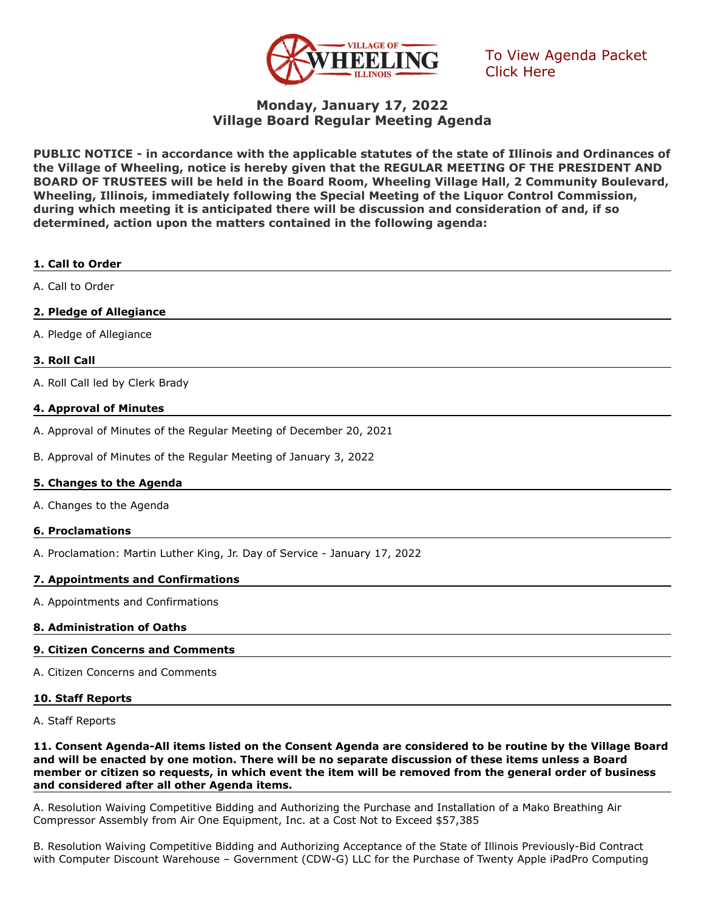To View Agenda Packet
Click Here

# Monday, January 17, 2022
# Village Board Regular Meeting Agenda

**PUBLIC NOTICE - in accordance with the applicable statutes of the state of Illinois and Ordinances of the Village of Wheeling, notice is hereby given that the REGULAR MEETING OF THE PRESIDENT AND BOARD OF TRUSTEES will be held in the Board Room, Wheeling Village Hall, 2 Community Boulevard, Wheeling, Illinois, immediately following the Special Meeting of the Liquor Control Commission, during which meeting it is anticipated there will be discussion and consideration of and, if so determined, action upon the matters contained in the following agenda:**

**1. Call to Order**

A. Call to Order

**2. Pledge of Allegiance**

A. Pledge of Allegiance

**3. Roll Call**

A. Roll Call led by Clerk Brady

**4. Approval of Minutes**

A. Approval of Minutes of the Regular Meeting of December 20, 2021

B. Approval of Minutes of the Regular Meeting of January 3, 2022

**5. Changes to the Agenda**

A. Changes to the Agenda

**6. Proclamations**

A. Proclamation: Martin Luther King, Jr. Day of Service - January 17, 2022

**7. Appointments and Confirmations**

A. Appointments and Confirmations

**8. Administration of Oaths**

**9. Citizen Concerns and Comments**

A. Citizen Concerns and Comments

**10. Staff Reports**

A. Staff Reports

**11. Consent Agenda-All items listed on the Consent Agenda are considered to be routine by the Village Board and will be enacted by one motion. There will be no separate discussion of these items unless a Board member or citizen so requests, in which event the item will be removed from the general order of business and considered after all other Agenda items.**

A. Resolution Waiving Competitive Bidding and Authorizing the Purchase and Installation of a Mako Breathing Air Compressor Assembly from Air One Equipment, Inc. at a Cost Not to Exceed $57,385

B. Resolution Waiving Competitive Bidding and Authorizing Acceptance of the State of Illinois Previously-Bid Contract with Computer Discount Warehouse – Government (CDW-G) LLC for the Purchase of Twenty Apple iPadPro Computing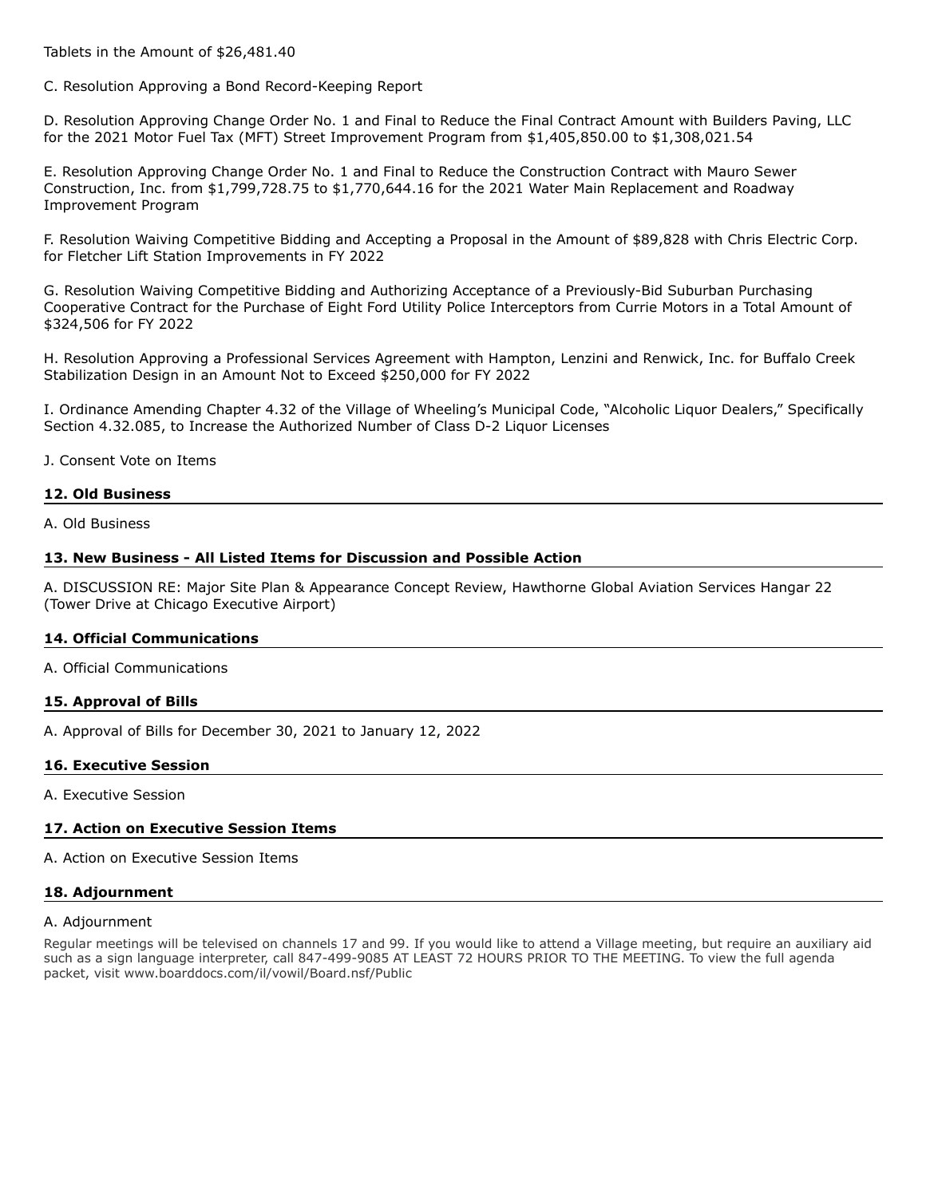Tablets in the Amount of $26,481.40

C. Resolution Approving a Bond Record-Keeping Report

D. Resolution Approving Change Order No. 1 and Final to Reduce the Final Contract Amount with Builders Paving, LLC for the 2021 Motor Fuel Tax (MFT) Street Improvement Program from $1,405,850.00 to $1,308,021.54

E. Resolution Approving Change Order No. 1 and Final to Reduce the Construction Contract with Mauro Sewer Construction, Inc. from $1,799,728.75 to $1,770,644.16 for the 2021 Water Main Replacement and Roadway Improvement Program

F. Resolution Waiving Competitive Bidding and Accepting a Proposal in the Amount of $89,828 with Chris Electric Corp. for Fletcher Lift Station Improvements in FY 2022

G. Resolution Waiving Competitive Bidding and Authorizing Acceptance of a Previously-Bid Suburban Purchasing Cooperative Contract for the Purchase of Eight Ford Utility Police Interceptors from Currie Motors in a Total Amount of $324,506 for FY 2022

H. Resolution Approving a Professional Services Agreement with Hampton, Lenzini and Renwick, Inc. for Buffalo Creek Stabilization Design in an Amount Not to Exceed $250,000 for FY 2022

I. Ordinance Amending Chapter 4.32 of the Village of Wheeling's Municipal Code, "Alcoholic Liquor Dealers," Specifically Section 4.32.085, to Increase the Authorized Number of Class D-2 Liquor Licenses

J. Consent Vote on Items

### 12. Old Business

A. Old Business

### 13. New Business - All Listed Items for Discussion and Possible Action

A. DISCUSSION RE: Major Site Plan & Appearance Concept Review, Hawthorne Global Aviation Services Hangar 22 (Tower Drive at Chicago Executive Airport)

### 14. Official Communications

A. Official Communications

### 15. Approval of Bills

A. Approval of Bills for December 30, 2021 to January 12, 2022

### 16. Executive Session

A. Executive Session

### 17. Action on Executive Session Items

A. Action on Executive Session Items

### 18. Adjournment

A. Adjournment

Regular meetings will be televised on channels 17 and 99. If you would like to attend a Village meeting, but require an auxiliary aid such as a sign language interpreter, call 847-499-9085 AT LEAST 72 HOURS PRIOR TO THE MEETING. To view the full agenda packet, visit www.boarddocs.com/il/vowil/Board.nsf/Public